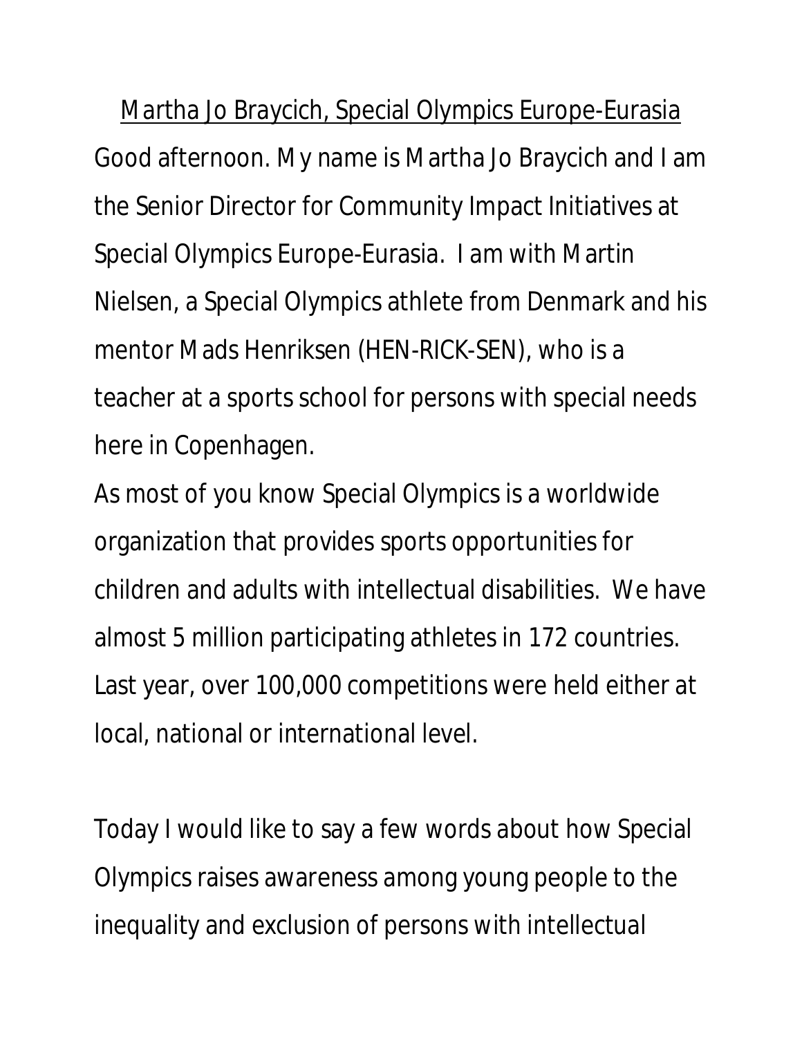<u>Martha Jo Braycich, Special Olympics Europe-Eurasia</u>

Good afternoon. My name is Martha Jo Braycich and I am the Senior Director for Community Impact Initiatives at Special Olympics Europe-Eurasia. I am with Martin Nielsen, a Special Olympics athlete from Denmark and his mentor Mads Henriksen (HEN-RICK-SEN), who is a teacher at a sports school for persons with special needs here in Copenhagen.

As most of you know Special Olympics is a worldwide organization that provides sports opportunities for children and adults with intellectual disabilities. We have almost 5 million participating athletes in 172 countries. Last year, over 100,000 competitions were held either at local, national or international level.

Today I would like to say a few words about how Special Olympics raises awareness among young people to the inequality and exclusion of persons with intellectual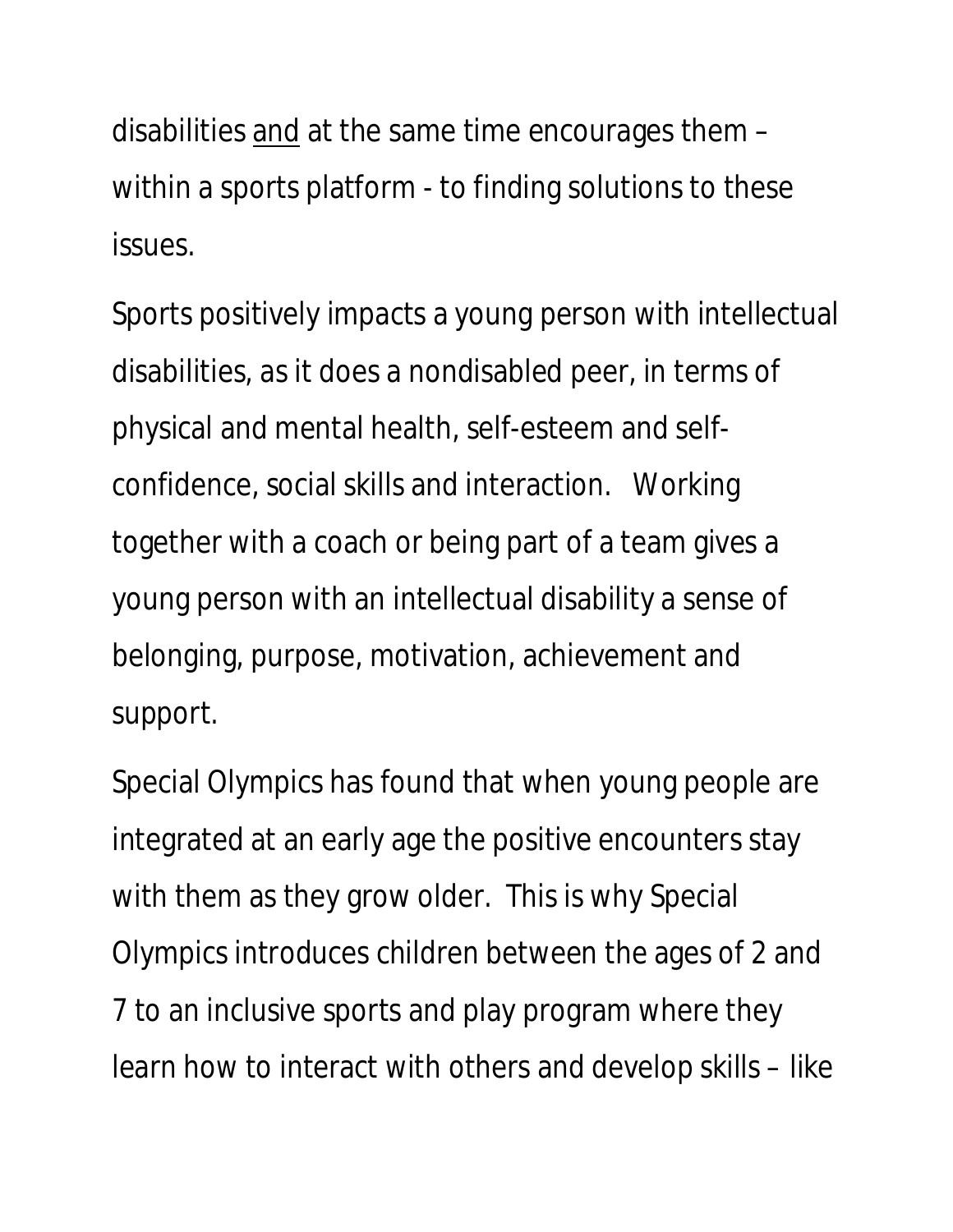disabilities <u>and</u> at the same time encourages them – within a sports platform - to finding solutions to these issues.

Sports positively impacts a young person with intellectual disabilities, as it does a nondisabled peer, in terms of physical and mental health, self-esteem and self-confidence, social skills and interaction. Working together with a coach or being part of a team gives a young person with an intellectual disability a sense of belonging, purpose, motivation, achievement and support.

Special Olympics has found that when young people are integrated at an early age the positive encounters stay with them as they grow older. This is why Special Olympics introduces children between the ages of 2 and 7 to an inclusive sports and play program where they learn how to interact with others and develop skills – like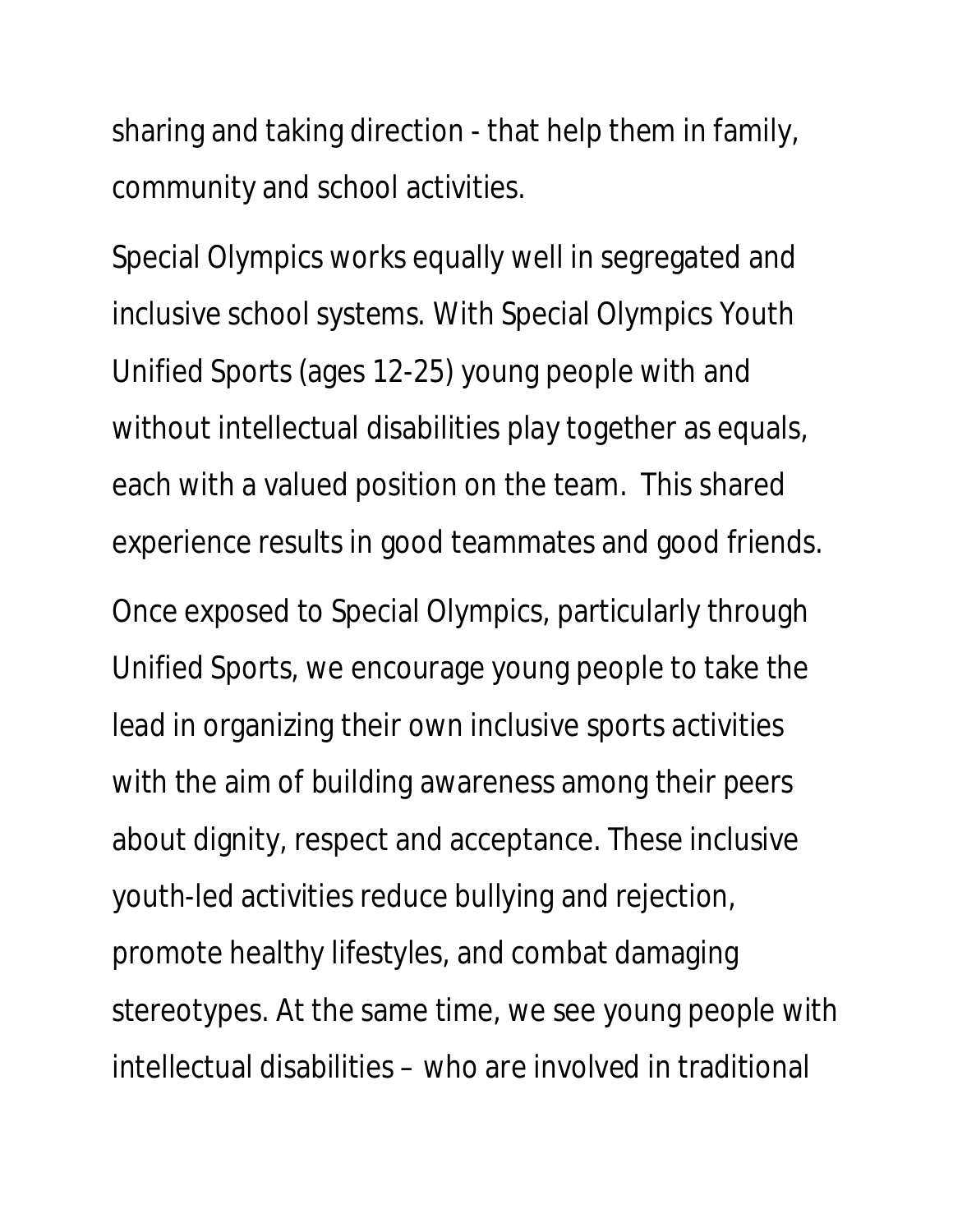sharing and taking direction - that help them in family, community and school activities.

Special Olympics works equally well in segregated and inclusive school systems. With Special Olympics Youth Unified Sports (ages 12-25) young people with and without intellectual disabilities play together as equals, each with a valued position on the team.  This shared experience results in good teammates and good friends.

Once exposed to Special Olympics, particularly through Unified Sports, we encourage young people to take the lead in organizing their own inclusive sports activities with the aim of building awareness among their peers about dignity, respect and acceptance. These inclusive youth-led activities reduce bullying and rejection, promote healthy lifestyles, and combat damaging stereotypes. At the same time, we see young people with intellectual disabilities – who are involved in traditional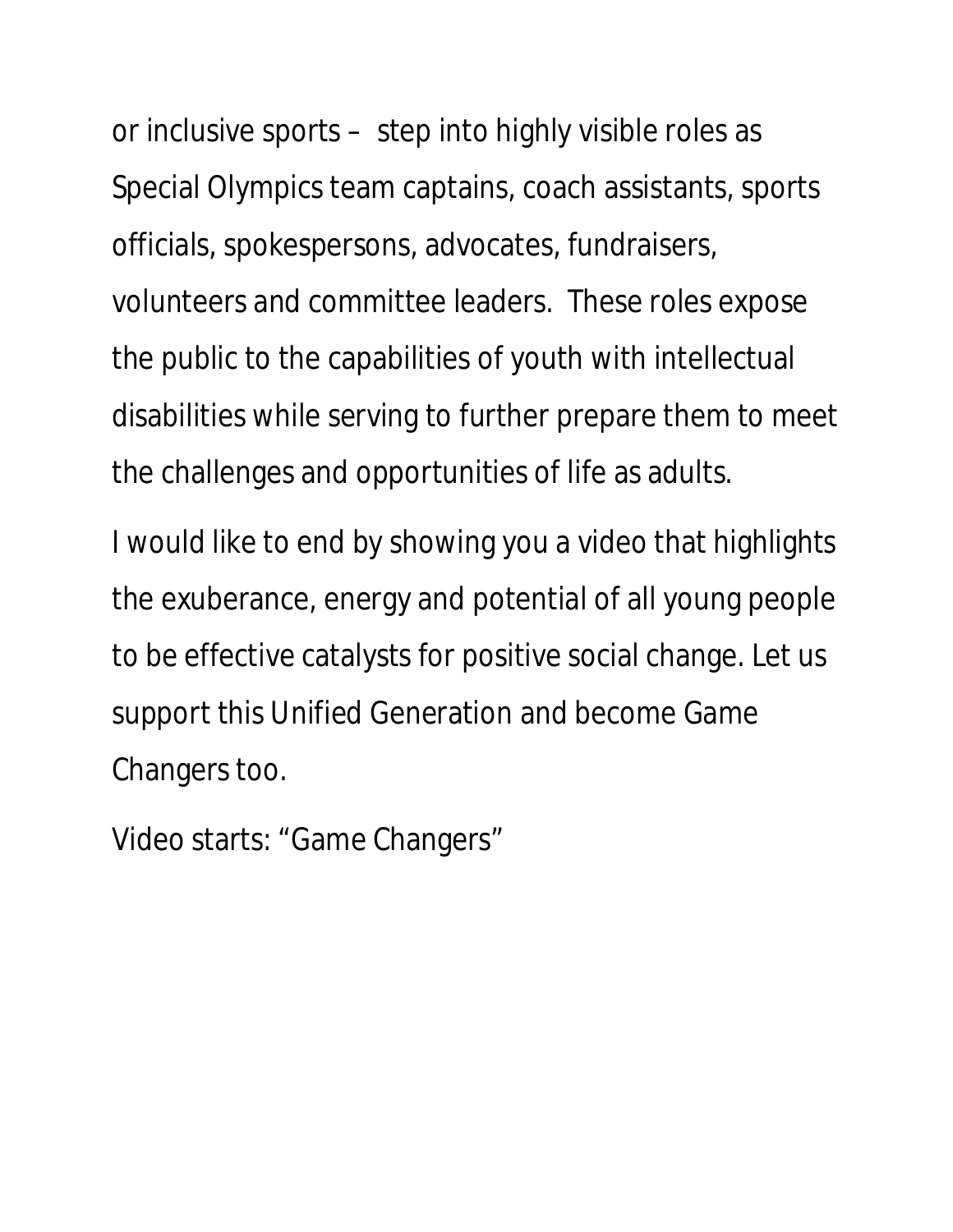or inclusive sports – step into highly visible roles as Special Olympics team captains, coach assistants, sports officials, spokespersons, advocates, fundraisers, volunteers and committee leaders. These roles expose the public to the capabilities of youth with intellectual disabilities while serving to further prepare them to meet the challenges and opportunities of life as adults.

I would like to end by showing you a video that highlights the exuberance, energy and potential of all young people to be effective catalysts for positive social change. Let us support this Unified Generation and become Game Changers too.

Video starts: "Game Changers"